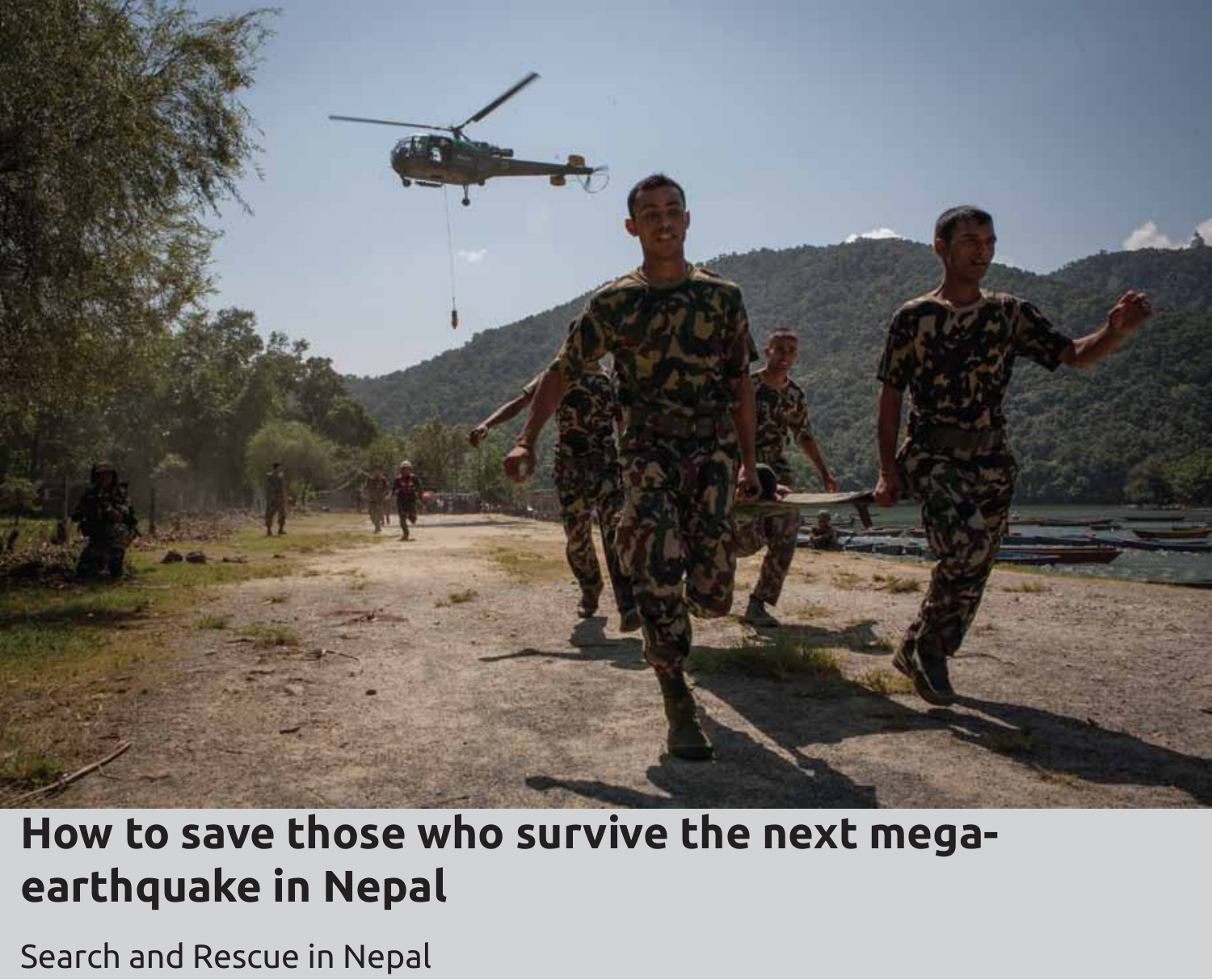# How to save those who survive the next mega-earthquake in Nepal

Search and Rescue in Nepal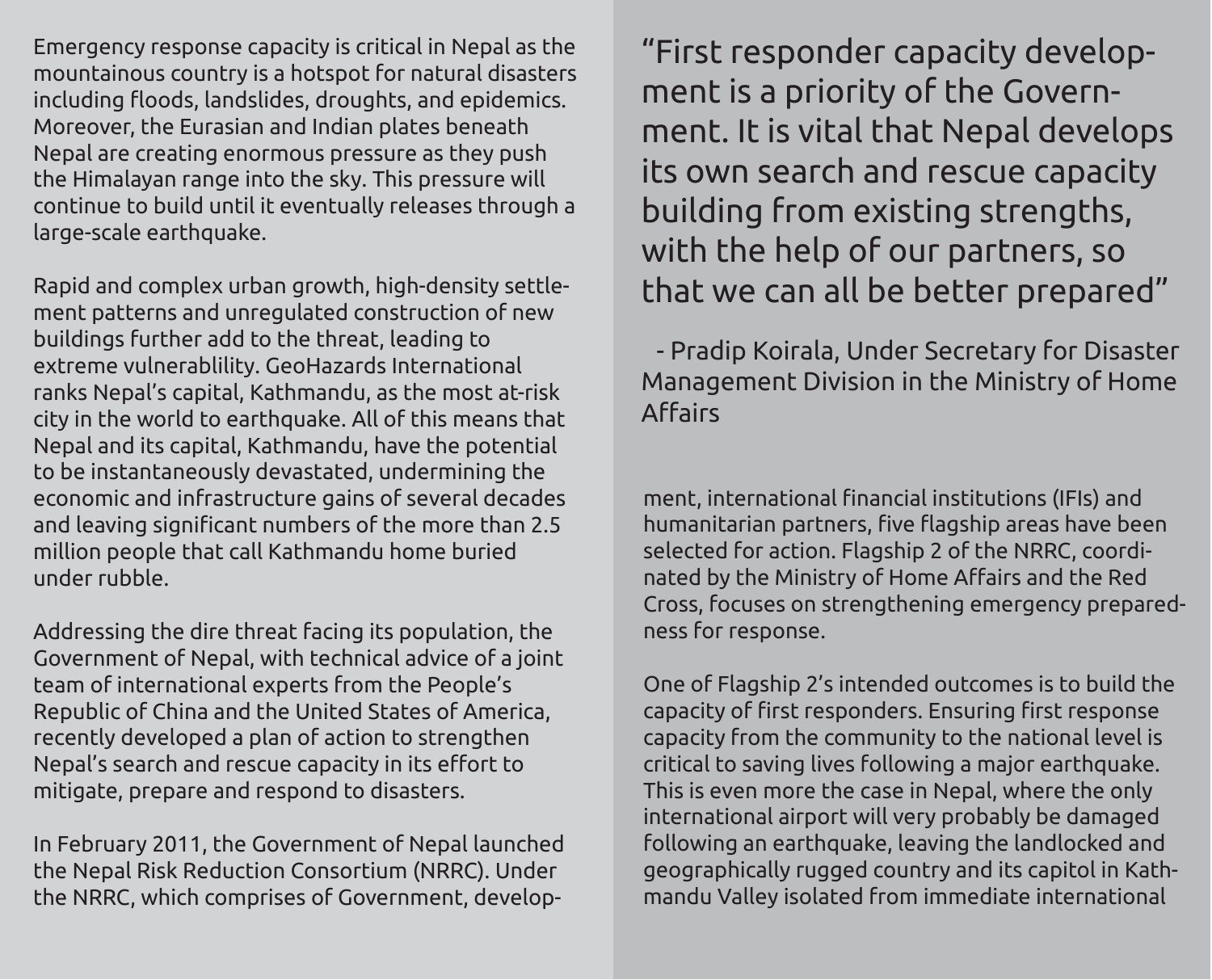Emergency response capacity is critical in Nepal as the mountainous country is a hotspot for natural disasters including floods, landslides, droughts, and epidemics. Moreover, the Eurasian and Indian plates beneath Nepal are creating enormous pressure as they push the Himalayan range into the sky. This pressure will continue to build until it eventually releases through a large-scale earthquake.

Rapid and complex urban growth, high-density settlement patterns and unregulated construction of new buildings further add to the threat, leading to extreme vulnerablility. GeoHazards International ranks Nepal's capital, Kathmandu, as the most at-risk city in the world to earthquake. All of this means that Nepal and its capital, Kathmandu, have the potential to be instantaneously devastated, undermining the economic and infrastructure gains of several decades and leaving significant numbers of the more than 2.5 million people that call Kathmandu home buried under rubble.

Addressing the dire threat facing its population, the Government of Nepal, with technical advice of a joint team of international experts from the People's Republic of China and the United States of America, recently developed a plan of action to strengthen Nepal's search and rescue capacity in its effort to mitigate, prepare and respond to disasters.

In February 2011, the Government of Nepal launched the Nepal Risk Reduction Consortium (NRRC). Under the NRRC, which comprises of Government, development, international financial institutions (IFIs) and humanitarian partners, five flagship areas have been selected for action. Flagship 2 of the NRRC, coordinated by the Ministry of Home Affairs and the Red Cross, focuses on strengthening emergency preparedness for response.

> "First responder capacity development is a priority of the Government. It is vital that Nepal develops its own search and rescue capacity building from existing strengths, with the help of our partners, so that we can all be better prepared"
>
> - Pradip Koirala, Under Secretary for Disaster Management Division in the Ministry of Home Affairs

One of Flagship 2's intended outcomes is to build the capacity of first responders. Ensuring first response capacity from the community to the national level is critical to saving lives following a major earthquake. This is even more the case in Nepal, where the only international airport will very probably be damaged following an earthquake, leaving the landlocked and geographically rugged country and its capitol in Kathmandu Valley isolated from immediate international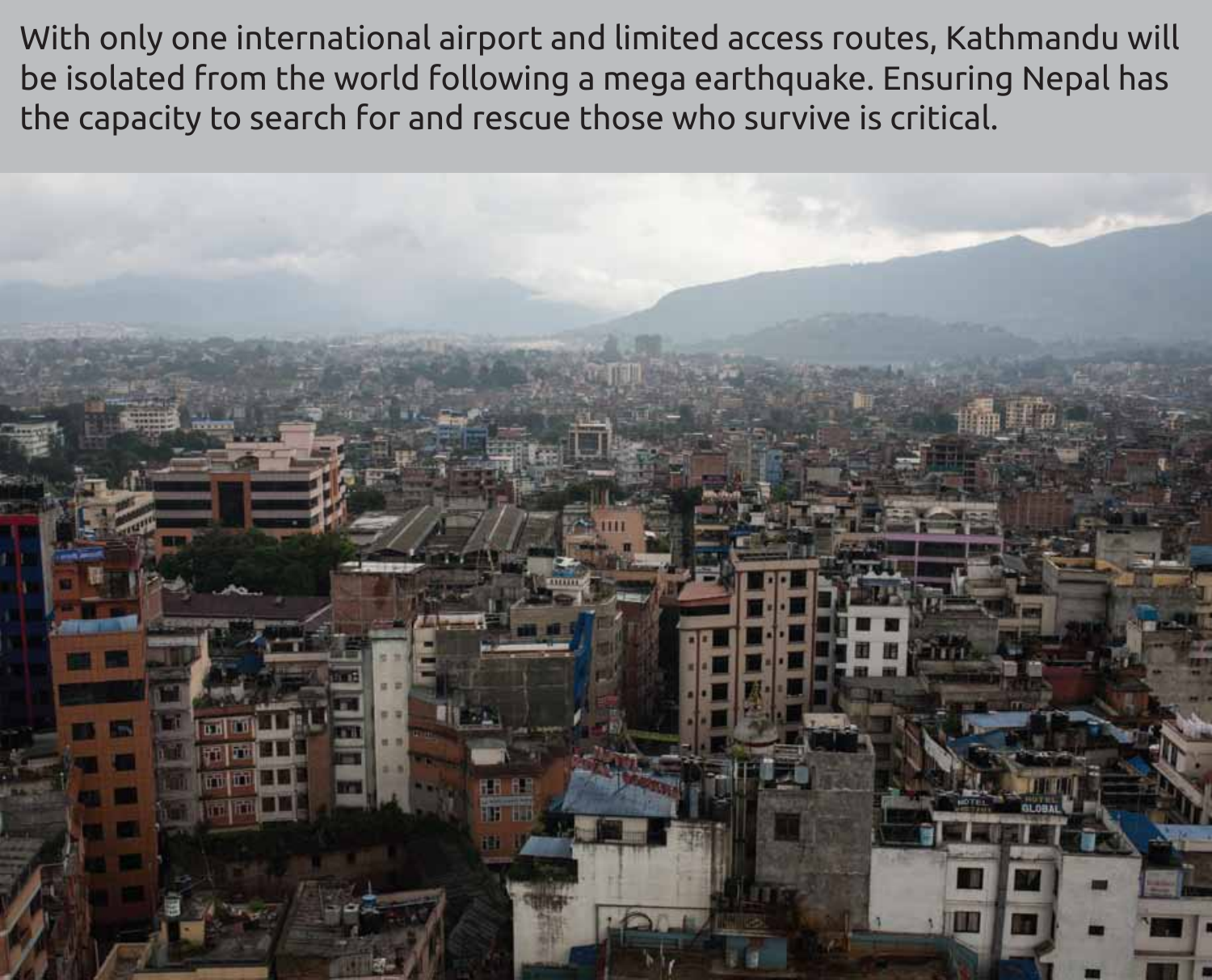With only one international airport and limited access routes, Kathmandu will be isolated from the world following a mega earthquake. Ensuring Nepal has the capacity to search for and rescue those who survive is critical.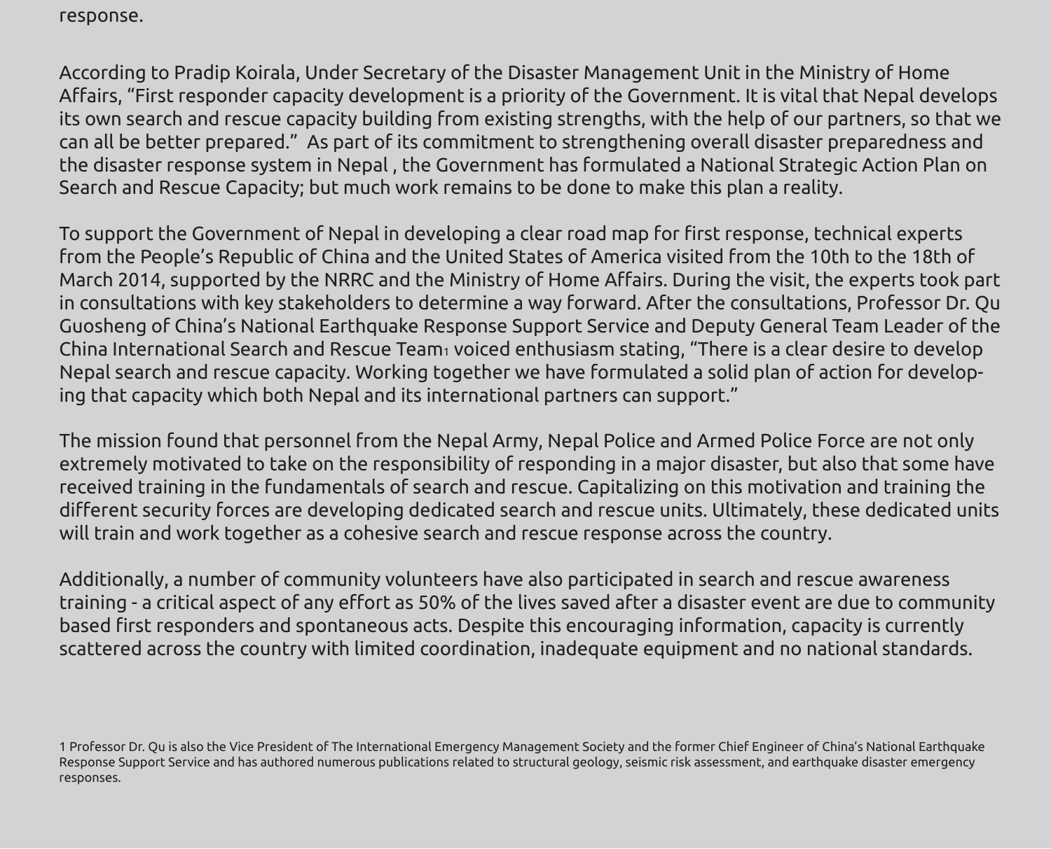response.

According to Pradip Koirala, Under Secretary of the Disaster Management Unit in the Ministry of Home Affairs, “First responder capacity development is a priority of the Government. It is vital that Nepal develops its own search and rescue capacity building from existing strengths, with the help of our partners, so that we can all be better prepared.” As part of its commitment to strengthening overall disaster preparedness and the disaster response system in Nepal , the Government has formulated a National Strategic Action Plan on Search and Rescue Capacity; but much work remains to be done to make this plan a reality.

To support the Government of Nepal in developing a clear road map for first response, technical experts from the People’s Republic of China and the United States of America visited from the 10th to the 18th of March 2014, supported by the NRRC and the Ministry of Home Affairs. During the visit, the experts took part in consultations with key stakeholders to determine a way forward. After the consultations, Professor Dr. Qu Guosheng of China’s National Earthquake Response Support Service and Deputy General Team Leader of the China International Search and Rescue Team[1] voiced enthusiasm stating, “There is a clear desire to develop Nepal search and rescue capacity. Working together we have formulated a solid plan of action for developing that capacity which both Nepal and its international partners can support.”

The mission found that personnel from the Nepal Army, Nepal Police and Armed Police Force are not only extremely motivated to take on the responsibility of responding in a major disaster, but also that some have received training in the fundamentals of search and rescue. Capitalizing on this motivation and training the different security forces are developing dedicated search and rescue units. Ultimately, these dedicated units will train and work together as a cohesive search and rescue response across the country.

Additionally, a number of community volunteers have also participated in search and rescue awareness training - a critical aspect of any effort as 50% of the lives saved after a disaster event are due to community based first responders and spontaneous acts. Despite this encouraging information, capacity is currently scattered across the country with limited coordination, inadequate equipment and no national standards.

1 Professor Dr. Qu is also the Vice President of The International Emergency Management Society and the former Chief Engineer of China’s National Earthquake Response Support Service and has authored numerous publications related to structural geology, seismic risk assessment, and earthquake disaster emergency responses.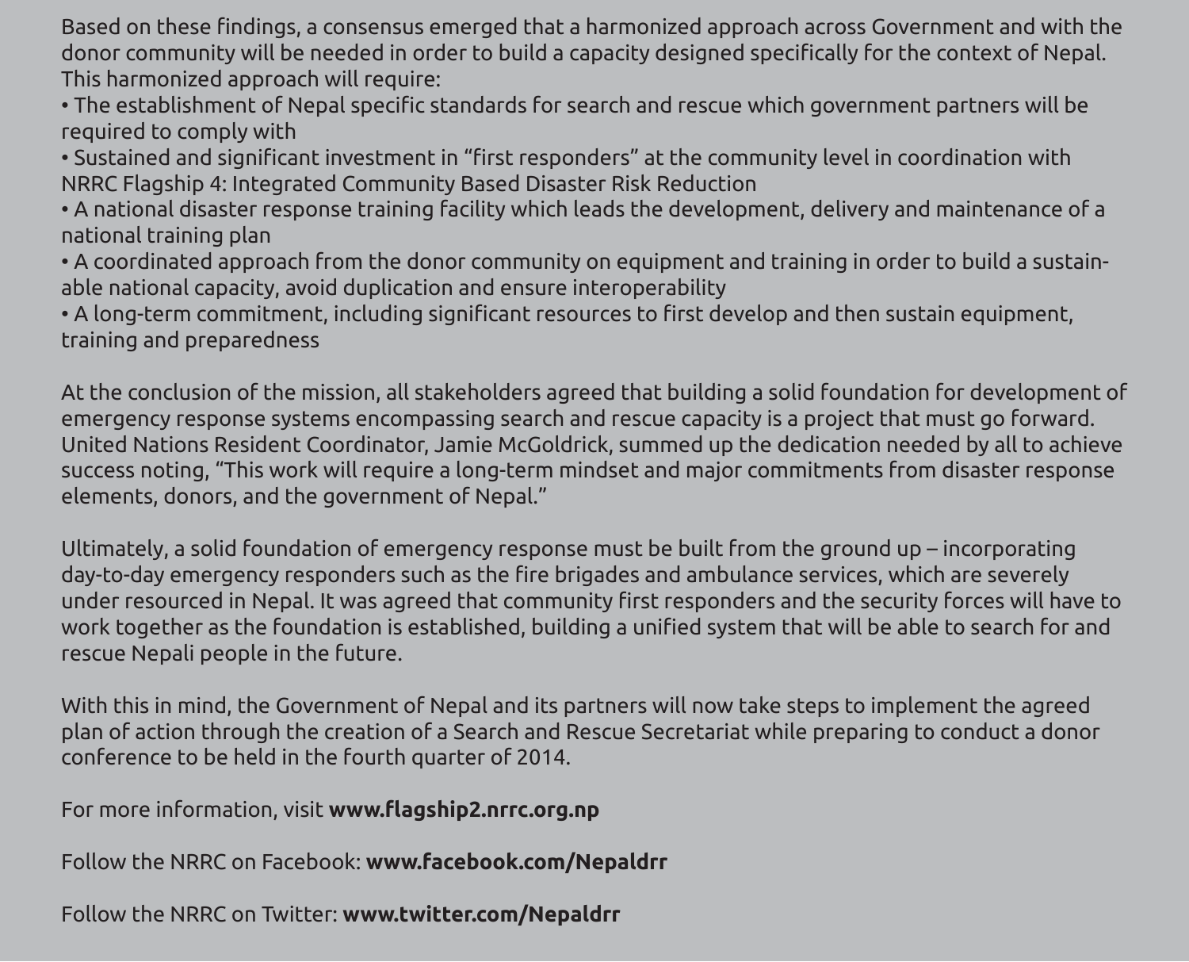Based on these findings, a consensus emerged that a harmonized approach across Government and with the donor community will be needed in order to build a capacity designed specifically for the context of Nepal. This harmonized approach will require:

- The establishment of Nepal specific standards for search and rescue which government partners will be required to comply with
- Sustained and significant investment in “first responders” at the community level in coordination with NRRC Flagship 4: Integrated Community Based Disaster Risk Reduction
- A national disaster response training facility which leads the development, delivery and maintenance of a national training plan
- A coordinated approach from the donor community on equipment and training in order to build a sustainable national capacity, avoid duplication and ensure interoperability
- A long-term commitment, including significant resources to first develop and then sustain equipment, training and preparedness

At the conclusion of the mission, all stakeholders agreed that building a solid foundation for development of emergency response systems encompassing search and rescue capacity is a project that must go forward. United Nations Resident Coordinator, Jamie McGoldrick, summed up the dedication needed by all to achieve success noting, “This work will require a long-term mindset and major commitments from disaster response elements, donors, and the government of Nepal.”

Ultimately, a solid foundation of emergency response must be built from the ground up – incorporating day-to-day emergency responders such as the fire brigades and ambulance services, which are severely under resourced in Nepal. It was agreed that community first responders and the security forces will have to work together as the foundation is established, building a unified system that will be able to search for and rescue Nepali people in the future.

With this in mind, the Government of Nepal and its partners will now take steps to implement the agreed plan of action through the creation of a Search and Rescue Secretariat while preparing to conduct a donor conference to be held in the fourth quarter of 2014.

For more information, visit **www.flagship2.nrrc.org.np**

Follow the NRRC on Facebook: **www.facebook.com/Nepaldrr**

Follow the NRRC on Twitter: **www.twitter.com/Nepaldrr**